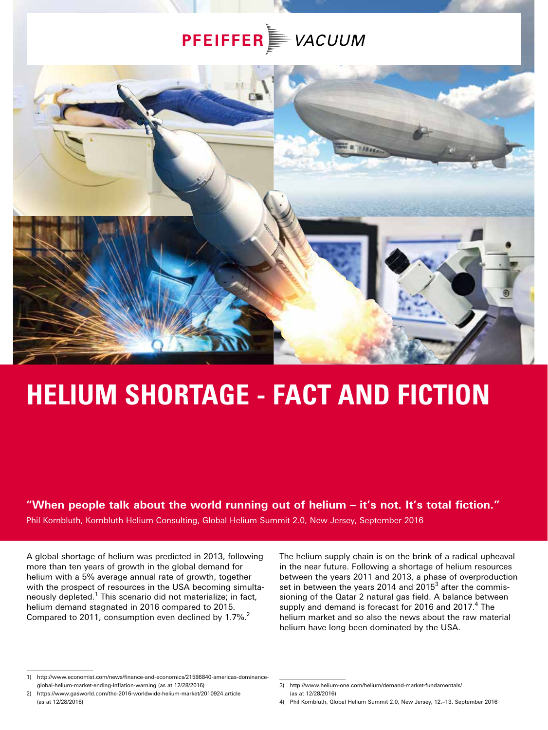PFEIFFER VACUUM

# HELIUM SHORTAGE - FACT AND FICTION

**"When people talk about the world running out of helium – it's not. It's total fiction."**

Phil Kornbluth, Kornbluth Helium Consulting, Global Helium Summit 2.0, New Jersey, September 2016

A global shortage of helium was predicted in 2013, following more than ten years of growth in the global demand for helium with a 5% average annual rate of growth, together with the prospect of resources in the USA becoming simultaneously depleted.[1] This scenario did not materialize; in fact, helium demand stagnated in 2016 compared to 2015. Compared to 2011, consumption even declined by 1.7%.[2]

The helium supply chain is on the brink of a radical upheaval in the near future. Following a shortage of helium resources between the years 2011 and 2013, a phase of overproduction set in between the years 2014 and 2015[3] after the commissioning of the Qatar 2 natural gas field. A balance between supply and demand is forecast for 2016 and 2017.[4] The helium market and so also the news about the raw material helium have long been dominated by the USA.

1) http://www.economist.com/news/finance-and-economics/21586840-americas-dominance-global-helium-market-ending-inflation-warning (as at 12/28/2016)

2) https://www.gasworld.com/the-2016-worldwide-helium-market/2010924.article (as at 12/28/2016)

3) http://www.helium-one.com/helium/demand-market-fundamentals/ (as at 12/28/2016)

4) Phil Kornbluth, Global Helium Summit 2.0, New Jersey, 12.–13. September 2016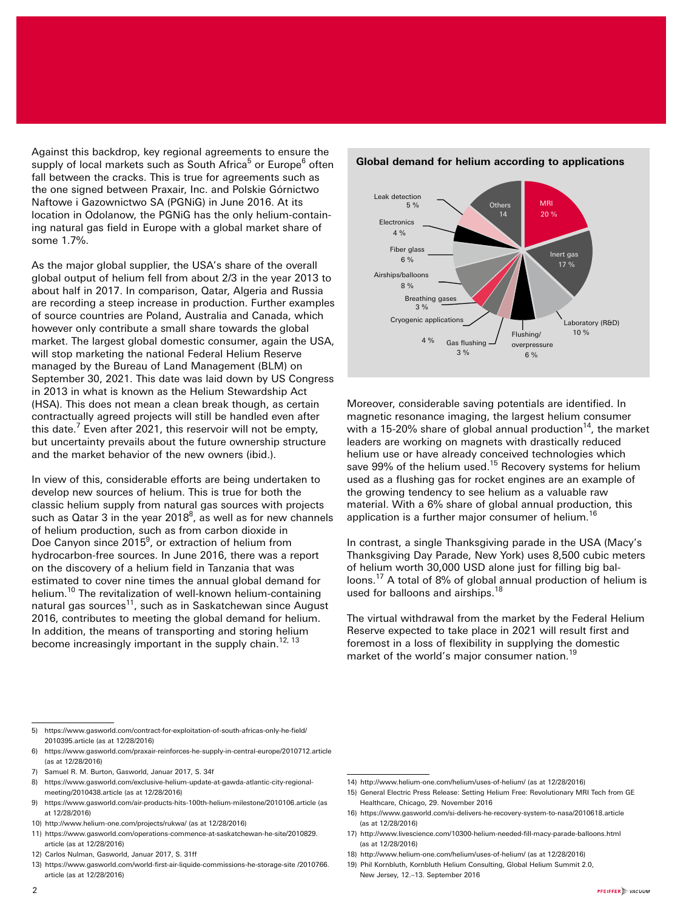Against this backdrop, key regional agreements to ensure the supply of local markets such as South Africa[5] or Europe[6] often fall between the cracks. This is true for agreements such as the one signed between Praxair, Inc. and Polskie Górnictwo Naftowe i Gazownictwo SA (PGNiG) in June 2016. At its location in Odolanow, the PGNiG has the only helium-containing natural gas field in Europe with a global market share of some 1.7%.

As the major global supplier, the USA's share of the overall global output of helium fell from about 2/3 in the year 2013 to about half in 2017. In comparison, Qatar, Algeria and Russia are recording a steep increase in production. Further examples of source countries are Poland, Australia and Canada, which however only contribute a small share towards the global market. The largest global domestic consumer, again the USA, will stop marketing the national Federal Helium Reserve managed by the Bureau of Land Management (BLM) on September 30, 2021. This date was laid down by US Congress in 2013 in what is known as the Helium Stewardship Act (HSA). This does not mean a clean break though, as certain contractually agreed projects will still be handled even after this date.[7] Even after 2021, this reservoir will not be empty, but uncertainty prevails about the future ownership structure and the market behavior of the new owners (ibid.).

In view of this, considerable efforts are being undertaken to develop new sources of helium. This is true for both the classic helium supply from natural gas sources with projects such as Qatar 3 in the year 2018[8], as well as for new channels of helium production, such as from carbon dioxide in Doe Canyon since 2015[9], or extraction of helium from hydrocarbon-free sources. In June 2016, there was a report on the discovery of a helium field in Tanzania that was estimated to cover nine times the annual global demand for helium.[10] The revitalization of well-known helium-containing natural gas sources[11], such as in Saskatchewan since August 2016, contributes to meeting the global demand for helium. In addition, the means of transporting and storing helium become increasingly important in the supply chain.[12, 13]

**Global demand for helium according to applications**

| Application | Share |
|---|---|
| MRI | 20 % |
| Inert gas | 17 % |
| Laboratory (R&D) | 10 % |
| Flushing/overpressure | 6 % |
| Gas flushing | 3 % |
| Cryogenic applications | 4 % |
| Breathing gases | 3 % |
| Airships/balloons | 8 % |
| Fiber glass | 6 % |
| Electronics | 4 % |
| Leak detection | 5 % |
| Others | 14 |

Moreover, considerable saving potentials are identified. In magnetic resonance imaging, the largest helium consumer with a 15-20% share of global annual production[14], the market leaders are working on magnets with drastically reduced helium use or have already conceived technologies which save 99% of the helium used.[15] Recovery systems for helium used as a flushing gas for rocket engines are an example of the growing tendency to see helium as a valuable raw material. With a 6% share of global annual production, this application is a further major consumer of helium.[16]

In contrast, a single Thanksgiving parade in the USA (Macy's Thanksgiving Day Parade, New York) uses 8,500 cubic meters of helium worth 30,000 USD alone just for filling big balloons.[17] A total of 8% of global annual production of helium is used for balloons and airships.[18]

The virtual withdrawal from the market by the Federal Helium Reserve expected to take place in 2021 will result first and foremost in a loss of flexibility in supplying the domestic market of the world's major consumer nation.[19]

---

5) https://www.gasworld.com/contract-for-exploitation-of-south-africas-only-he-field/2010395.article (as at 12/28/2016)
6) https://www.gasworld.com/praxair-reinforces-he-supply-in-central-europe/2010712.article (as at 12/28/2016)
7) Samuel R. M. Burton, Gasworld, Januar 2017, S. 34f
8) https://www.gasworld.com/exclusive-helium-update-at-gawda-atlantic-city-regional-meeting/2010438.article (as at 12/28/2016)
9) https://www.gasworld.com/air-products-hits-100th-helium-milestone/2010106.article (as at 12/28/2016)
10) http://www.helium-one.com/projects/rukwa/ (as at 12/28/2016)
11) https://www.gasworld.com/operations-commence-at-saskatchewan-he-site/2010829.article (as at 12/28/2016)
12) Carlos Nulman, Gasworld, Januar 2017, S. 31ff
13) https://www.gasworld.com/world-first-air-liquide-commissions-he-storage-site /2010766.article (as at 12/28/2016)
14) http://www.helium-one.com/helium/uses-of-helium/ (as at 12/28/2016)
15) General Electric Press Release: Setting Helium Free: Revolutionary MRI Tech from GE Healthcare, Chicago, 29. November 2016
16) https://www.gasworld.com/si-delivers-he-recovery-system-to-nasa/2010618.article (as at 12/28/2016)
17) http://www.livescience.com/10300-helium-needed-fill-macy-parade-balloons.html (as at 12/28/2016)
18) http://www.helium-one.com/helium/uses-of-helium/ (as at 12/28/2016)
19) Phil Kornbluth, Kornbluth Helium Consulting, Global Helium Summit 2.0, New Jersey, 12.–13. September 2016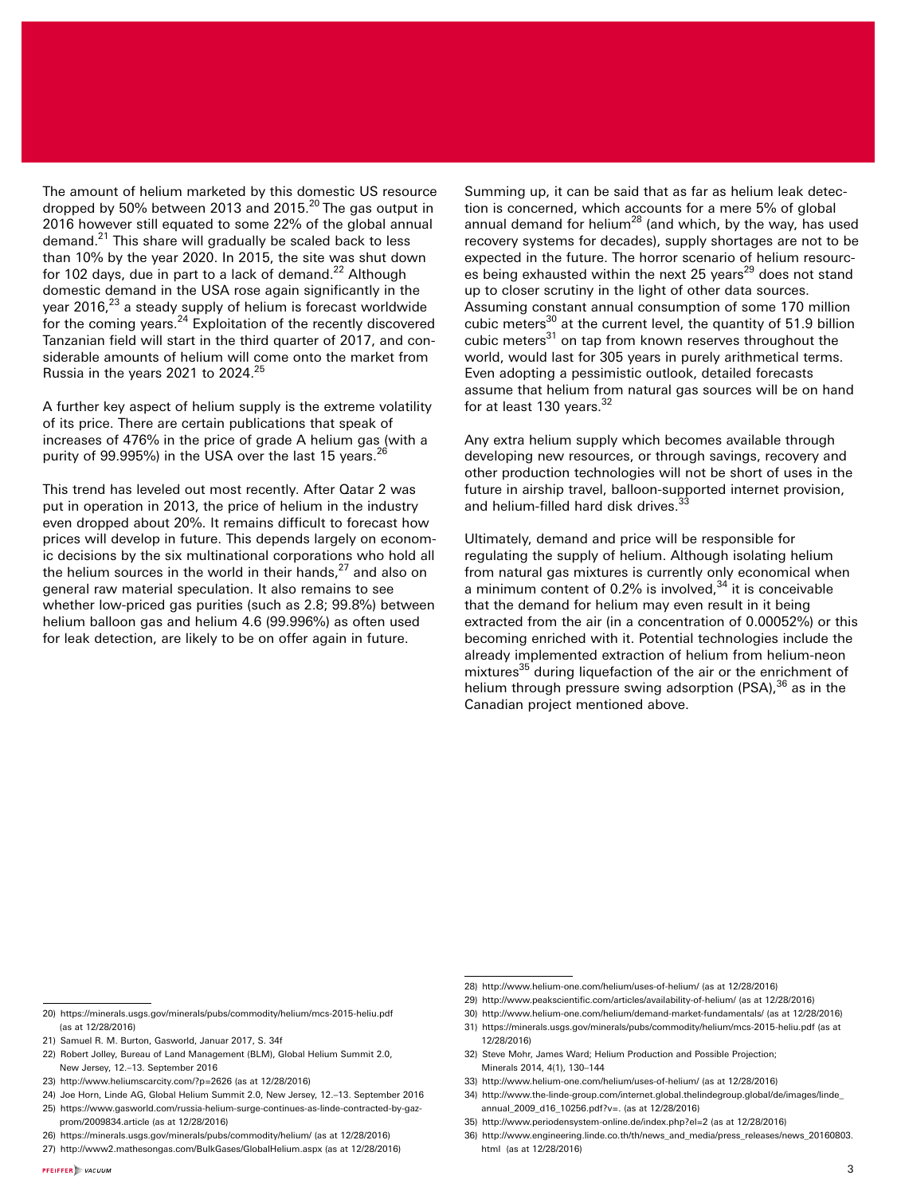The amount of helium marketed by this domestic US resource dropped by 50% between 2013 and 2015.[20] The gas output in 2016 however still equated to some 22% of the global annual demand.[21] This share will gradually be scaled back to less than 10% by the year 2020. In 2015, the site was shut down for 102 days, due in part to a lack of demand.[22] Although domestic demand in the USA rose again significantly in the year 2016,[23] a steady supply of helium is forecast worldwide for the coming years.[24] Exploitation of the recently discovered Tanzanian field will start in the third quarter of 2017, and considerable amounts of helium will come onto the market from Russia in the years 2021 to 2024.[25]

A further key aspect of helium supply is the extreme volatility of its price. There are certain publications that speak of increases of 476% in the price of grade A helium gas (with a purity of 99.995%) in the USA over the last 15 years.[26]

This trend has leveled out most recently. After Qatar 2 was put in operation in 2013, the price of helium in the industry even dropped about 20%. It remains difficult to forecast how prices will develop in future. This depends largely on economic decisions by the six multinational corporations who hold all the helium sources in the world in their hands,[27] and also on general raw material speculation. It also remains to see whether low-priced gas purities (such as 2.8; 99.8%) between helium balloon gas and helium 4.6 (99.996%) as often used for leak detection, are likely to be on offer again in future.

Summing up, it can be said that as far as helium leak detection is concerned, which accounts for a mere 5% of global annual demand for helium[28] (and which, by the way, has used recovery systems for decades), supply shortages are not to be expected in the future. The horror scenario of helium resources being exhausted within the next 25 years[29] does not stand up to closer scrutiny in the light of other data sources. Assuming constant annual consumption of some 170 million cubic meters[30] at the current level, the quantity of 51.9 billion cubic meters[31] on tap from known reserves throughout the world, would last for 305 years in purely arithmetical terms. Even adopting a pessimistic outlook, detailed forecasts assume that helium from natural gas sources will be on hand for at least 130 years.[32]

Any extra helium supply which becomes available through developing new resources, or through savings, recovery and other production technologies will not be short of uses in the future in airship travel, balloon-supported internet provision, and helium-filled hard disk drives.[33]

Ultimately, demand and price will be responsible for regulating the supply of helium. Although isolating helium from natural gas mixtures is currently only economical when a minimum content of 0.2% is involved,[34] it is conceivable that the demand for helium may even result in it being extracted from the air (in a concentration of 0.00052%) or this becoming enriched with it. Potential technologies include the already implemented extraction of helium from helium-neon mixtures[35] during liquefaction of the air or the enrichment of helium through pressure swing adsorption (PSA),[36] as in the Canadian project mentioned above.

---

20) https://minerals.usgs.gov/minerals/pubs/commodity/helium/mcs-2015-heliu.pdf (as at 12/28/2016)
21) Samuel R. M. Burton, Gasworld, Januar 2017, S. 34f
22) Robert Jolley, Bureau of Land Management (BLM), Global Helium Summit 2.0, New Jersey, 12.–13. September 2016
23) http://www.heliumscarcity.com/?p=2626 (as at 12/28/2016)
24) Joe Horn, Linde AG, Global Helium Summit 2.0, New Jersey, 12.–13. September 2016
25) https://www.gasworld.com/russia-helium-surge-continues-as-linde-contracted-by-gazprom/2009834.article (as at 12/28/2016)
26) https://minerals.usgs.gov/minerals/pubs/commodity/helium/ (as at 12/28/2016)
27) http://www2.mathesongas.com/BulkGases/GlobalHelium.aspx (as at 12/28/2016)
28) http://www.helium-one.com/helium/uses-of-helium/ (as at 12/28/2016)
29) http://www.peakscientific.com/articles/availability-of-helium/ (as at 12/28/2016)
30) http://www.helium-one.com/helium/demand-market-fundamentals/ (as at 12/28/2016)
31) https://minerals.usgs.gov/minerals/pubs/commodity/helium/mcs-2015-heliu.pdf (as at 12/28/2016)
32) Steve Mohr, James Ward; Helium Production and Possible Projection; Minerals 2014, 4(1), 130–144
33) http://www.helium-one.com/helium/uses-of-helium/ (as at 12/28/2016)
34) http://www.the-linde-group.com/internet.global.thelindegroup.global/de/images/linde_annual_2009_d16_10256.pdf?v=. (as at 12/28/2016)
35) http://www.periodensystem-online.de/index.php?el=2 (as at 12/28/2016)
36) http://www.engineering.linde.co.th/th/news_and_media/press_releases/news_20160803.html (as at 12/28/2016)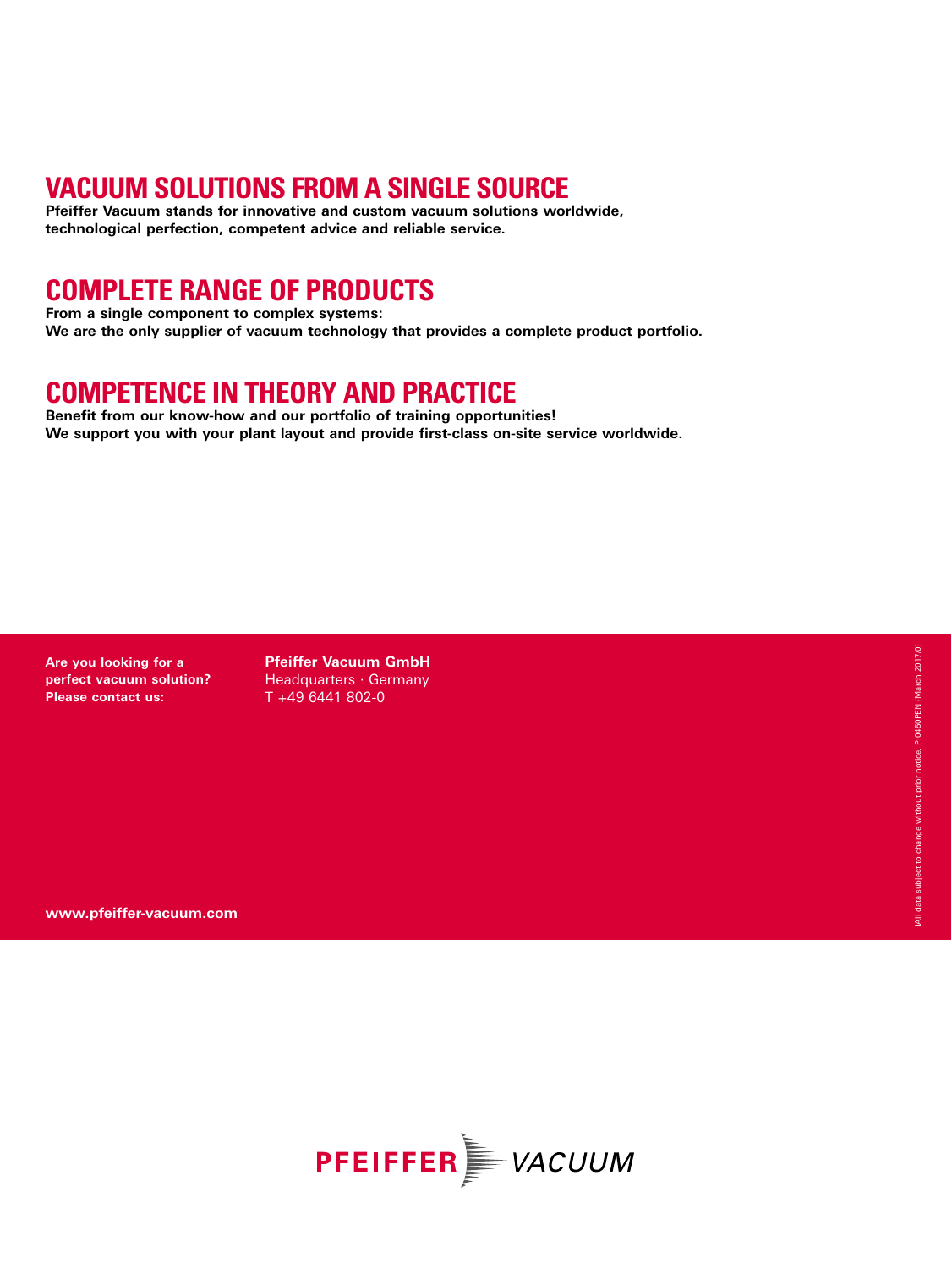## VACUUM SOLUTIONS FROM A SINGLE SOURCE

**Pfeiffer Vacuum stands for innovative and custom vacuum solutions worldwide, technological perfection, competent advice and reliable service.**

## COMPLETE RANGE OF PRODUCTS

**From a single component to complex systems:**
**We are the only supplier of vacuum technology that provides a complete product portfolio.**

## COMPETENCE IN THEORY AND PRACTICE

**Benefit from our know-how and our portfolio of training opportunities!**
**We support you with your plant layout and provide first-class on-site service worldwide.**

**Are you looking for a perfect vacuum solution? Please contact us:**

**Pfeiffer Vacuum GmbH**
Headquarters · Germany
T +49 6441 802-0

**www.pfeiffer-vacuum.com**

All data subject to change without prior notice. PI0450PEN (March 2017/0)

PFEIFFER VACUUM